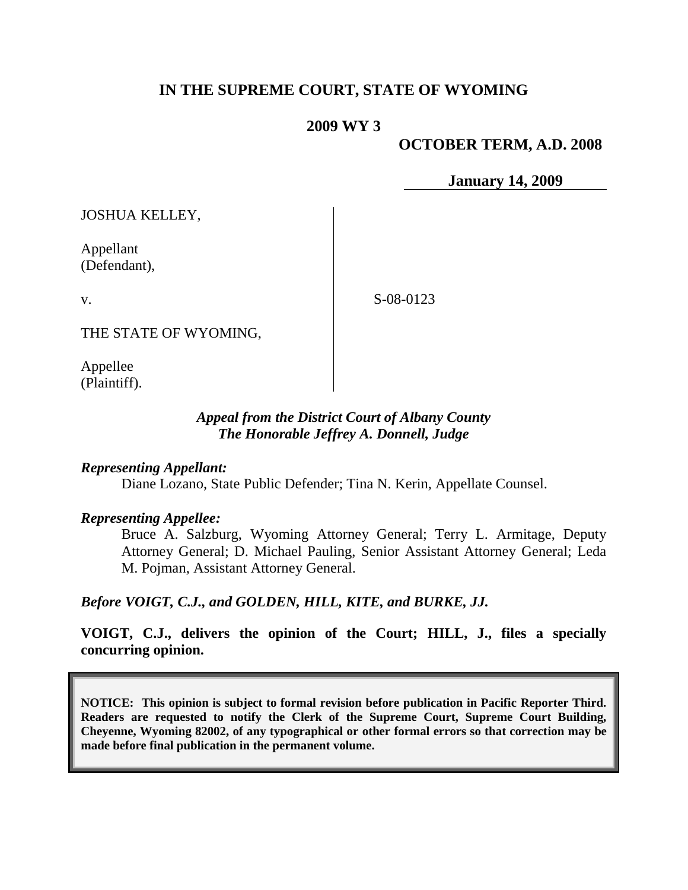# IN THE SUPREME COURT, STATE OF WYOMING

**2009 WY 3**

**OCTOBER TERM, A.D. 2008**

**January 14, 2009**

JOSHUA KELLEY,

Appellant
(Defendant),

v.

S-08-0123

THE STATE OF WYOMING,

Appellee
(Plaintiff).

*Appeal from the District Court of Albany County*
*The Honorable Jeffrey A. Donnell, Judge*

***Representing Appellant:***

Diane Lozano, State Public Defender; Tina N. Kerin, Appellate Counsel.

***Representing Appellee:***

Bruce A. Salzburg, Wyoming Attorney General; Terry L. Armitage, Deputy Attorney General; D. Michael Pauling, Senior Assistant Attorney General; Leda M. Pojman, Assistant Attorney General.

***Before VOIGT, C.J., and GOLDEN, HILL, KITE, and BURKE, JJ.***

**VOIGT, C.J., delivers the opinion of the Court; HILL, J., files a specially concurring opinion.**

**NOTICE: This opinion is subject to formal revision before publication in Pacific Reporter Third. Readers are requested to notify the Clerk of the Supreme Court, Supreme Court Building, Cheyenne, Wyoming 82002, of any typographical or other formal errors so that correction may be made before final publication in the permanent volume.**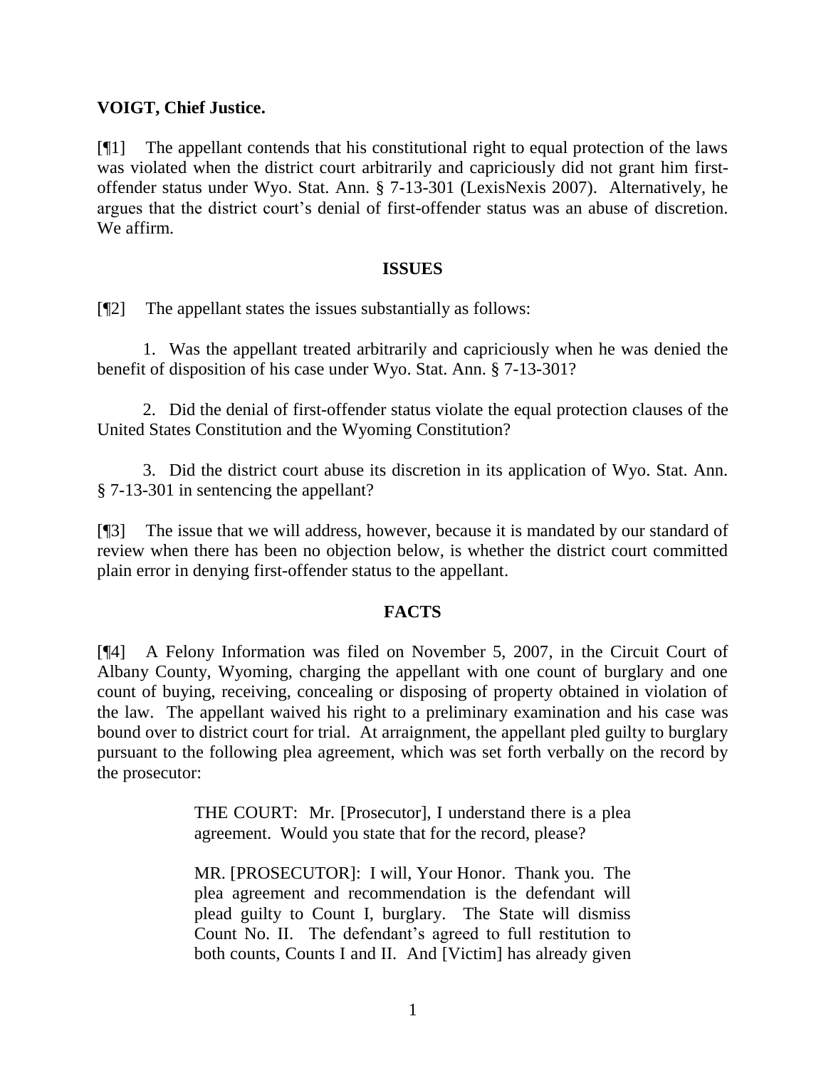**VOIGT, Chief Justice.**

[¶1] The appellant contends that his constitutional right to equal protection of the laws was violated when the district court arbitrarily and capriciously did not grant him first-offender status under Wyo. Stat. Ann. § 7-13-301 (LexisNexis 2007). Alternatively, he argues that the district court's denial of first-offender status was an abuse of discretion. We affirm.

## ISSUES

[¶2] The appellant states the issues substantially as follows:

1. Was the appellant treated arbitrarily and capriciously when he was denied the benefit of disposition of his case under Wyo. Stat. Ann. § 7-13-301?

2. Did the denial of first-offender status violate the equal protection clauses of the United States Constitution and the Wyoming Constitution?

3. Did the district court abuse its discretion in its application of Wyo. Stat. Ann. § 7-13-301 in sentencing the appellant?

[¶3] The issue that we will address, however, because it is mandated by our standard of review when there has been no objection below, is whether the district court committed plain error in denying first-offender status to the appellant.

## FACTS

[¶4] A Felony Information was filed on November 5, 2007, in the Circuit Court of Albany County, Wyoming, charging the appellant with one count of burglary and one count of buying, receiving, concealing or disposing of property obtained in violation of the law. The appellant waived his right to a preliminary examination and his case was bound over to district court for trial. At arraignment, the appellant pled guilty to burglary pursuant to the following plea agreement, which was set forth verbally on the record by the prosecutor:

> THE COURT: Mr. [Prosecutor], I understand there is a plea agreement. Would you state that for the record, please?
>
> MR. [PROSECUTOR]: I will, Your Honor. Thank you. The plea agreement and recommendation is the defendant will plead guilty to Count I, burglary. The State will dismiss Count No. II. The defendant's agreed to full restitution to both counts, Counts I and II. And [Victim] has already given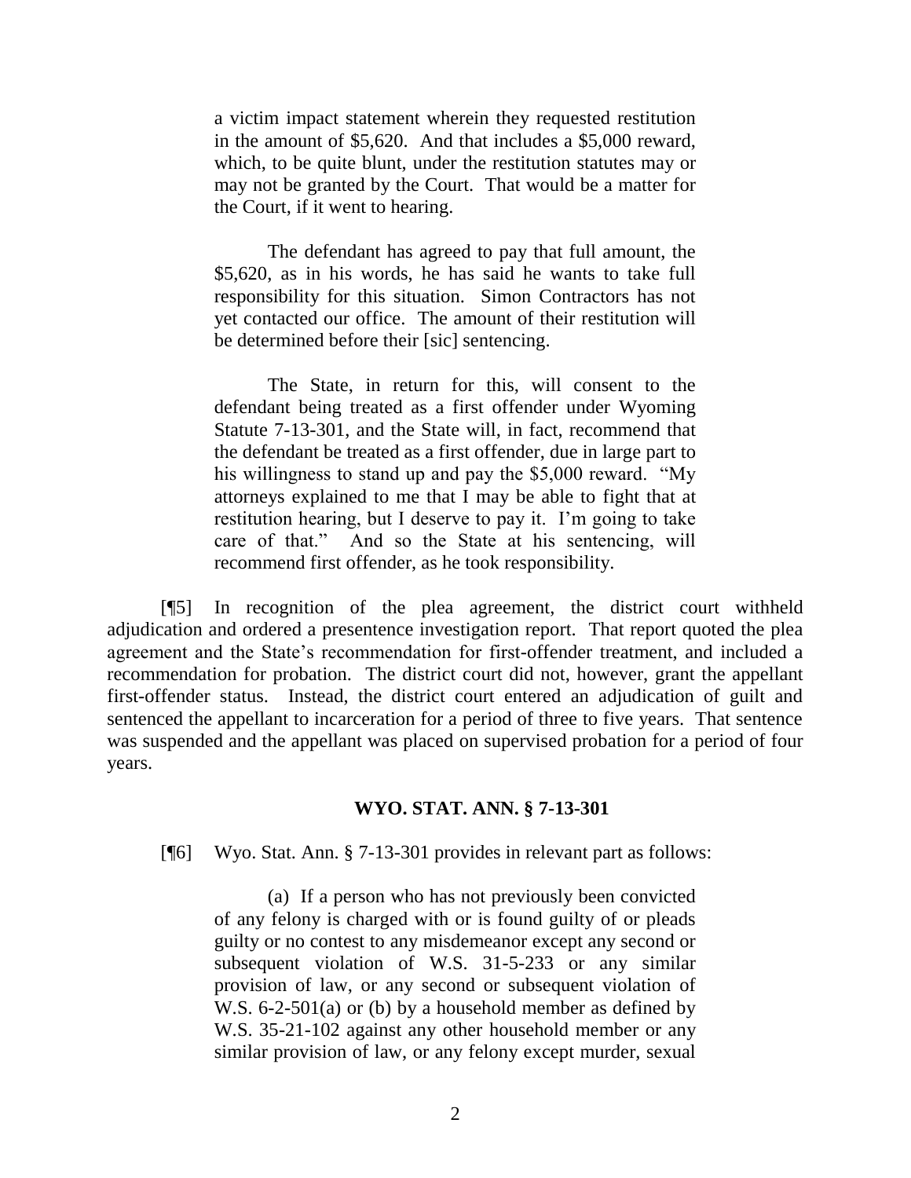> a victim impact statement wherein they requested restitution in the amount of $5,620. And that includes a $5,000 reward, which, to be quite blunt, under the restitution statutes may or may not be granted by the Court. That would be a matter for the Court, if it went to hearing.
>
> The defendant has agreed to pay that full amount, the $5,620, as in his words, he has said he wants to take full responsibility for this situation. Simon Contractors has not yet contacted our office. The amount of their restitution will be determined before their [sic] sentencing.
>
> The State, in return for this, will consent to the defendant being treated as a first offender under Wyoming Statute 7-13-301, and the State will, in fact, recommend that the defendant be treated as a first offender, due in large part to his willingness to stand up and pay the $5,000 reward. "My attorneys explained to me that I may be able to fight that at restitution hearing, but I deserve to pay it. I'm going to take care of that." And so the State at his sentencing, will recommend first offender, as he took responsibility.

[¶5] In recognition of the plea agreement, the district court withheld adjudication and ordered a presentence investigation report. That report quoted the plea agreement and the State's recommendation for first-offender treatment, and included a recommendation for probation. The district court did not, however, grant the appellant first-offender status. Instead, the district court entered an adjudication of guilt and sentenced the appellant to incarceration for a period of three to five years. That sentence was suspended and the appellant was placed on supervised probation for a period of four years.

## WYO. STAT. ANN. § 7-13-301

[¶6] Wyo. Stat. Ann. § 7-13-301 provides in relevant part as follows:

> (a) If a person who has not previously been convicted of any felony is charged with or is found guilty of or pleads guilty or no contest to any misdemeanor except any second or subsequent violation of W.S. 31-5-233 or any similar provision of law, or any second or subsequent violation of W.S. 6-2-501(a) or (b) by a household member as defined by W.S. 35-21-102 against any other household member or any similar provision of law, or any felony except murder, sexual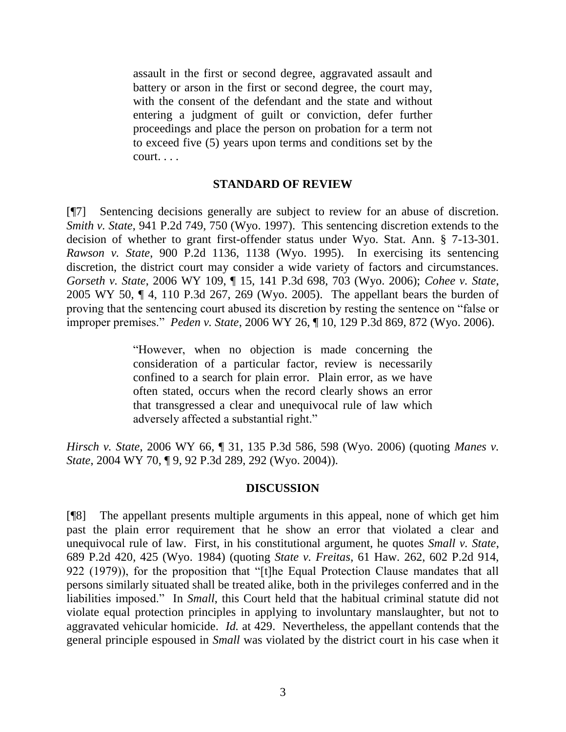> assault in the first or second degree, aggravated assault and battery or arson in the first or second degree, the court may, with the consent of the defendant and the state and without entering a judgment of guilt or conviction, defer further proceedings and place the person on probation for a term not to exceed five (5) years upon terms and conditions set by the court. . . .

## STANDARD OF REVIEW

[¶7] Sentencing decisions generally are subject to review for an abuse of discretion. *Smith v. State*, 941 P.2d 749, 750 (Wyo. 1997). This sentencing discretion extends to the decision of whether to grant first-offender status under Wyo. Stat. Ann. § 7-13-301. *Rawson v. State*, 900 P.2d 1136, 1138 (Wyo. 1995). In exercising its sentencing discretion, the district court may consider a wide variety of factors and circumstances. *Gorseth v. State*, 2006 WY 109, ¶ 15, 141 P.3d 698, 703 (Wyo. 2006); *Cohee v. State*, 2005 WY 50, ¶ 4, 110 P.3d 267, 269 (Wyo. 2005). The appellant bears the burden of proving that the sentencing court abused its discretion by resting the sentence on "false or improper premises." *Peden v. State*, 2006 WY 26, ¶ 10, 129 P.3d 869, 872 (Wyo. 2006).

> "However, when no objection is made concerning the consideration of a particular factor, review is necessarily confined to a search for plain error. Plain error, as we have often stated, occurs when the record clearly shows an error that transgressed a clear and unequivocal rule of law which adversely affected a substantial right."

*Hirsch v. State*, 2006 WY 66, ¶ 31, 135 P.3d 586, 598 (Wyo. 2006) (quoting *Manes v. State*, 2004 WY 70, ¶ 9, 92 P.3d 289, 292 (Wyo. 2004)).

## DISCUSSION

[¶8] The appellant presents multiple arguments in this appeal, none of which get him past the plain error requirement that he show an error that violated a clear and unequivocal rule of law. First, in his constitutional argument, he quotes *Small v. State*, 689 P.2d 420, 425 (Wyo. 1984) (quoting *State v. Freitas*, 61 Haw. 262, 602 P.2d 914, 922 (1979)), for the proposition that "[t]he Equal Protection Clause mandates that all persons similarly situated shall be treated alike, both in the privileges conferred and in the liabilities imposed." In *Small*, this Court held that the habitual criminal statute did not violate equal protection principles in applying to involuntary manslaughter, but not to aggravated vehicular homicide. *Id.* at 429. Nevertheless, the appellant contends that the general principle espoused in *Small* was violated by the district court in his case when it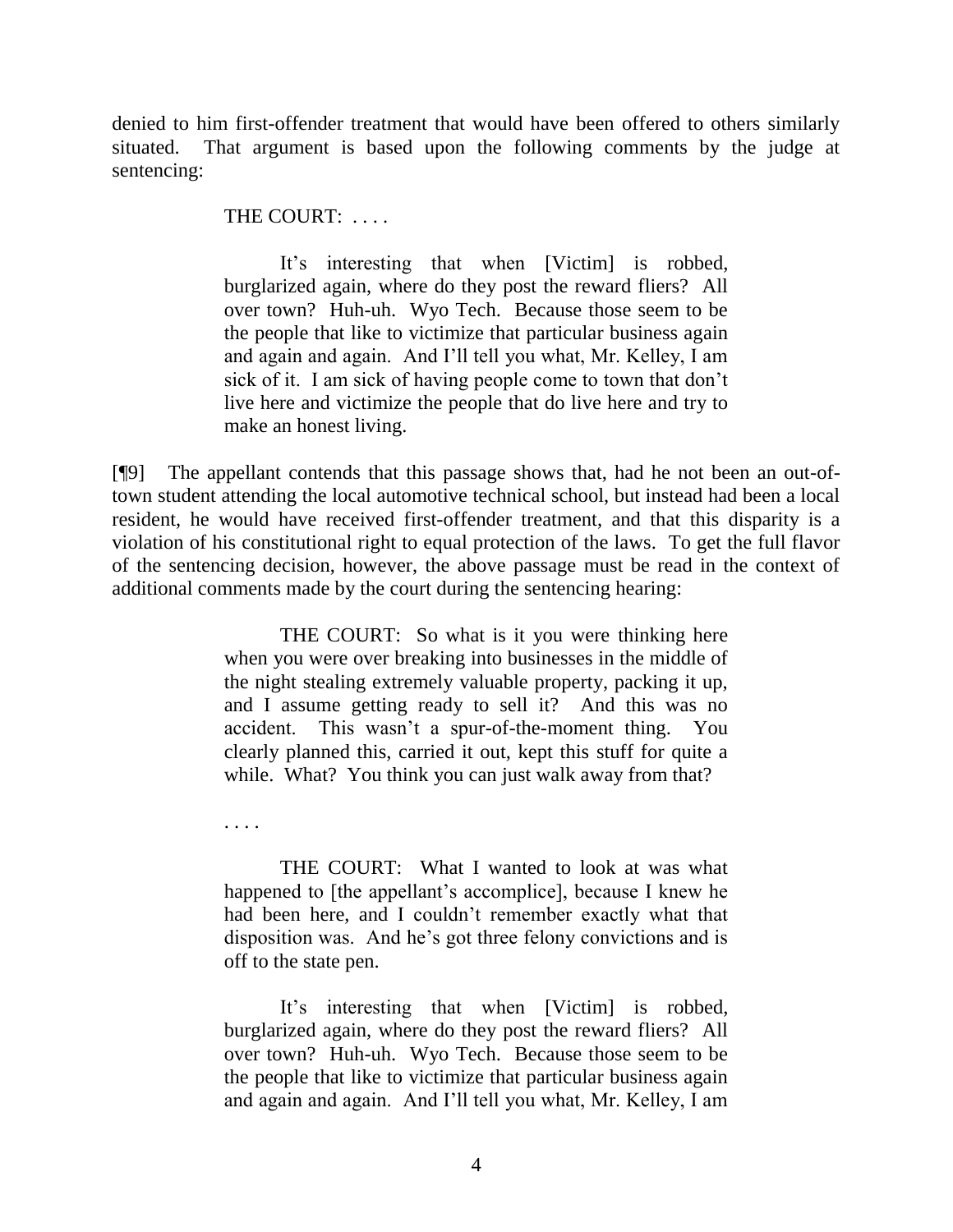denied to him first-offender treatment that would have been offered to others similarly situated. That argument is based upon the following comments by the judge at sentencing:

> THE COURT: . . . .
>
> It's interesting that when [Victim] is robbed, burglarized again, where do they post the reward fliers? All over town? Huh-uh. Wyo Tech. Because those seem to be the people that like to victimize that particular business again and again and again. And I'll tell you what, Mr. Kelley, I am sick of it. I am sick of having people come to town that don't live here and victimize the people that do live here and try to make an honest living.

[¶9] The appellant contends that this passage shows that, had he not been an out-of-town student attending the local automotive technical school, but instead had been a local resident, he would have received first-offender treatment, and that this disparity is a violation of his constitutional right to equal protection of the laws. To get the full flavor of the sentencing decision, however, the above passage must be read in the context of additional comments made by the court during the sentencing hearing:

> THE COURT: So what is it you were thinking here when you were over breaking into businesses in the middle of the night stealing extremely valuable property, packing it up, and I assume getting ready to sell it? And this was no accident. This wasn't a spur-of-the-moment thing. You clearly planned this, carried it out, kept this stuff for quite a while. What? You think you can just walk away from that?
>
> . . . .
>
> THE COURT: What I wanted to look at was what happened to [the appellant's accomplice], because I knew he had been here, and I couldn't remember exactly what that disposition was. And he's got three felony convictions and is off to the state pen.
>
> It's interesting that when [Victim] is robbed, burglarized again, where do they post the reward fliers? All over town? Huh-uh. Wyo Tech. Because those seem to be the people that like to victimize that particular business again and again and again. And I'll tell you what, Mr. Kelley, I am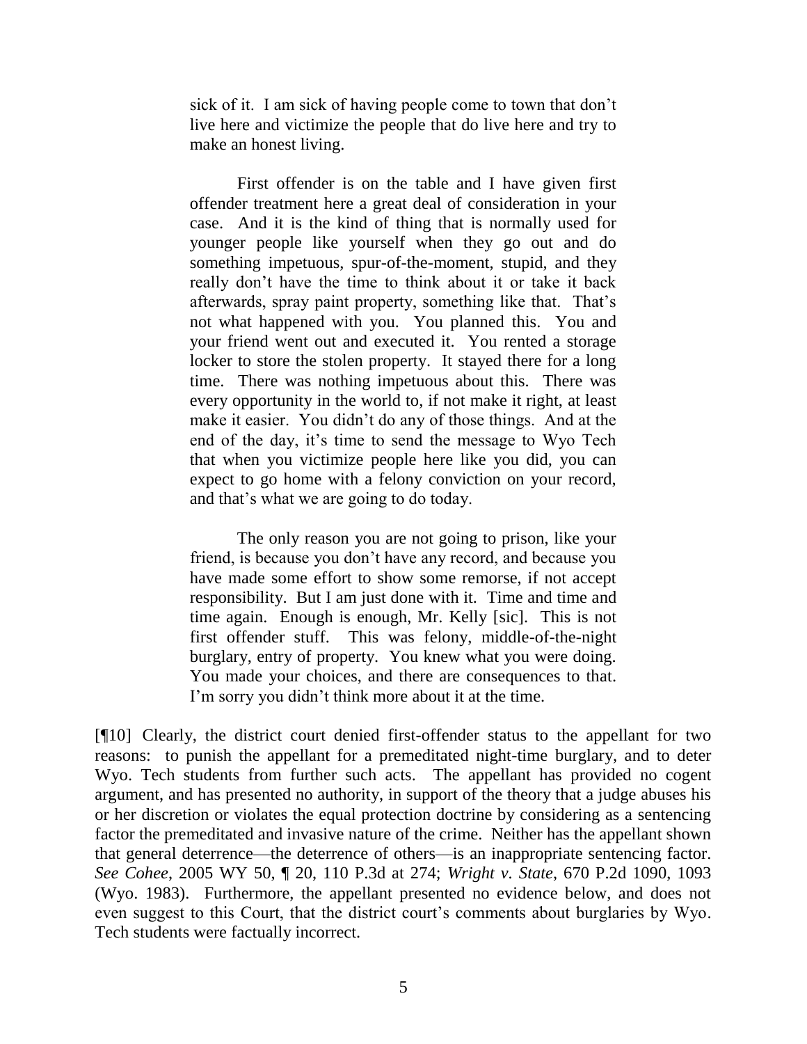> sick of it. I am sick of having people come to town that don't live here and victimize the people that do live here and try to make an honest living.
>
> First offender is on the table and I have given first offender treatment here a great deal of consideration in your case. And it is the kind of thing that is normally used for younger people like yourself when they go out and do something impetuous, spur-of-the-moment, stupid, and they really don't have the time to think about it or take it back afterwards, spray paint property, something like that. That's not what happened with you. You planned this. You and your friend went out and executed it. You rented a storage locker to store the stolen property. It stayed there for a long time. There was nothing impetuous about this. There was every opportunity in the world to, if not make it right, at least make it easier. You didn't do any of those things. And at the end of the day, it's time to send the message to Wyo Tech that when you victimize people here like you did, you can expect to go home with a felony conviction on your record, and that's what we are going to do today.
>
> The only reason you are not going to prison, like your friend, is because you don't have any record, and because you have made some effort to show some remorse, if not accept responsibility. But I am just done with it. Time and time and time again. Enough is enough, Mr. Kelly [sic]. This is not first offender stuff. This was felony, middle-of-the-night burglary, entry of property. You knew what you were doing. You made your choices, and there are consequences to that. I'm sorry you didn't think more about it at the time.

[¶10] Clearly, the district court denied first-offender status to the appellant for two reasons: to punish the appellant for a premeditated night-time burglary, and to deter Wyo. Tech students from further such acts. The appellant has provided no cogent argument, and has presented no authority, in support of the theory that a judge abuses his or her discretion or violates the equal protection doctrine by considering as a sentencing factor the premeditated and invasive nature of the crime. Neither has the appellant shown that general deterrence—the deterrence of others—is an inappropriate sentencing factor. *See Cohee*, 2005 WY 50, ¶ 20, 110 P.3d at 274; *Wright v. State*, 670 P.2d 1090, 1093 (Wyo. 1983). Furthermore, the appellant presented no evidence below, and does not even suggest to this Court, that the district court's comments about burglaries by Wyo. Tech students were factually incorrect.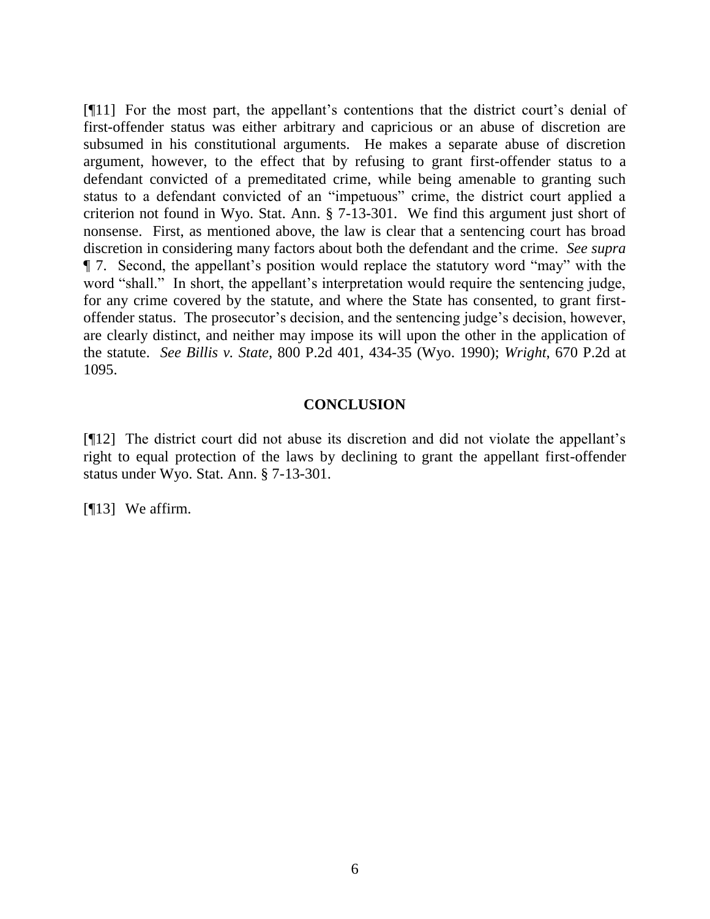[¶11] For the most part, the appellant's contentions that the district court's denial of first-offender status was either arbitrary and capricious or an abuse of discretion are subsumed in his constitutional arguments. He makes a separate abuse of discretion argument, however, to the effect that by refusing to grant first-offender status to a defendant convicted of a premeditated crime, while being amenable to granting such status to a defendant convicted of an "impetuous" crime, the district court applied a criterion not found in Wyo. Stat. Ann. § 7-13-301. We find this argument just short of nonsense. First, as mentioned above, the law is clear that a sentencing court has broad discretion in considering many factors about both the defendant and the crime. *See supra* ¶ 7. Second, the appellant's position would replace the statutory word "may" with the word "shall." In short, the appellant's interpretation would require the sentencing judge, for any crime covered by the statute, and where the State has consented, to grant first-offender status. The prosecutor's decision, and the sentencing judge's decision, however, are clearly distinct, and neither may impose its will upon the other in the application of the statute. *See Billis v. State*, 800 P.2d 401, 434-35 (Wyo. 1990); *Wright*, 670 P.2d at 1095.

## CONCLUSION

[¶12] The district court did not abuse its discretion and did not violate the appellant's right to equal protection of the laws by declining to grant the appellant first-offender status under Wyo. Stat. Ann. § 7-13-301.

[¶13] We affirm.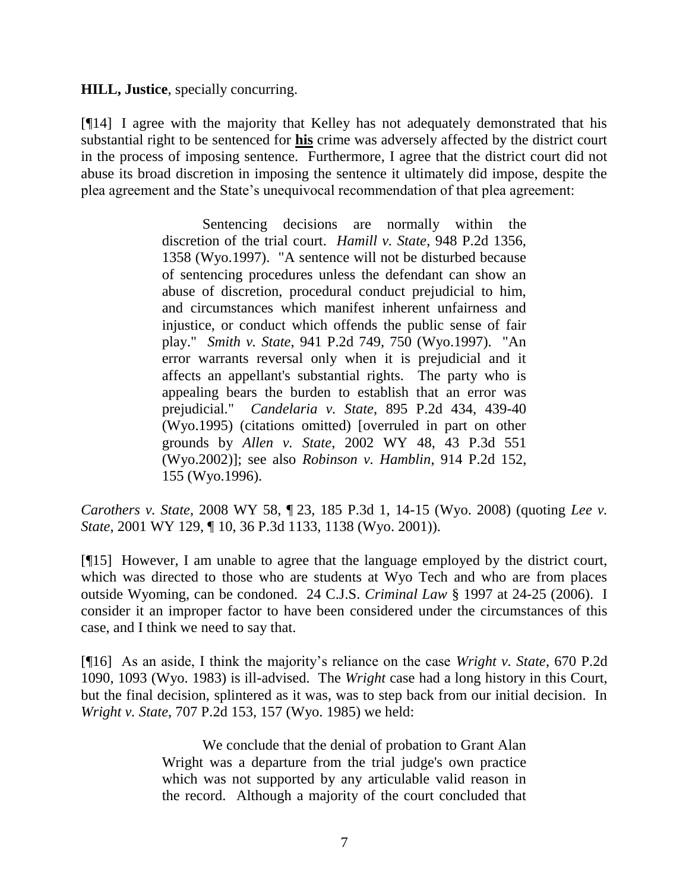**HILL, Justice**, specially concurring.

[¶14] I agree with the majority that Kelley has not adequately demonstrated that his substantial right to be sentenced for **his** crime was adversely affected by the district court in the process of imposing sentence. Furthermore, I agree that the district court did not abuse its broad discretion in imposing the sentence it ultimately did impose, despite the plea agreement and the State's unequivocal recommendation of that plea agreement:

> Sentencing decisions are normally within the discretion of the trial court. *Hamill v. State*, 948 P.2d 1356, 1358 (Wyo.1997). "A sentence will not be disturbed because of sentencing procedures unless the defendant can show an abuse of discretion, procedural conduct prejudicial to him, and circumstances which manifest inherent unfairness and injustice, or conduct which offends the public sense of fair play." *Smith v. State*, 941 P.2d 749, 750 (Wyo.1997). "An error warrants reversal only when it is prejudicial and it affects an appellant's substantial rights. The party who is appealing bears the burden to establish that an error was prejudicial." *Candelaria v. State*, 895 P.2d 434, 439-40 (Wyo.1995) (citations omitted) [overruled in part on other grounds by *Allen v. State*, 2002 WY 48, 43 P.3d 551 (Wyo.2002)]; see also *Robinson v. Hamblin*, 914 P.2d 152, 155 (Wyo.1996).

*Carothers v. State*, 2008 WY 58, ¶ 23, 185 P.3d 1, 14-15 (Wyo. 2008) (quoting *Lee v. State*, 2001 WY 129, ¶ 10, 36 P.3d 1133, 1138 (Wyo. 2001)).

[¶15] However, I am unable to agree that the language employed by the district court, which was directed to those who are students at Wyo Tech and who are from places outside Wyoming, can be condoned. 24 C.J.S. *Criminal Law* § 1997 at 24-25 (2006). I consider it an improper factor to have been considered under the circumstances of this case, and I think we need to say that.

[¶16] As an aside, I think the majority's reliance on the case *Wright v. State*, 670 P.2d 1090, 1093 (Wyo. 1983) is ill-advised. The *Wright* case had a long history in this Court, but the final decision, splintered as it was, was to step back from our initial decision. In *Wright v. State*, 707 P.2d 153, 157 (Wyo. 1985) we held:

> We conclude that the denial of probation to Grant Alan Wright was a departure from the trial judge's own practice which was not supported by any articulable valid reason in the record. Although a majority of the court concluded that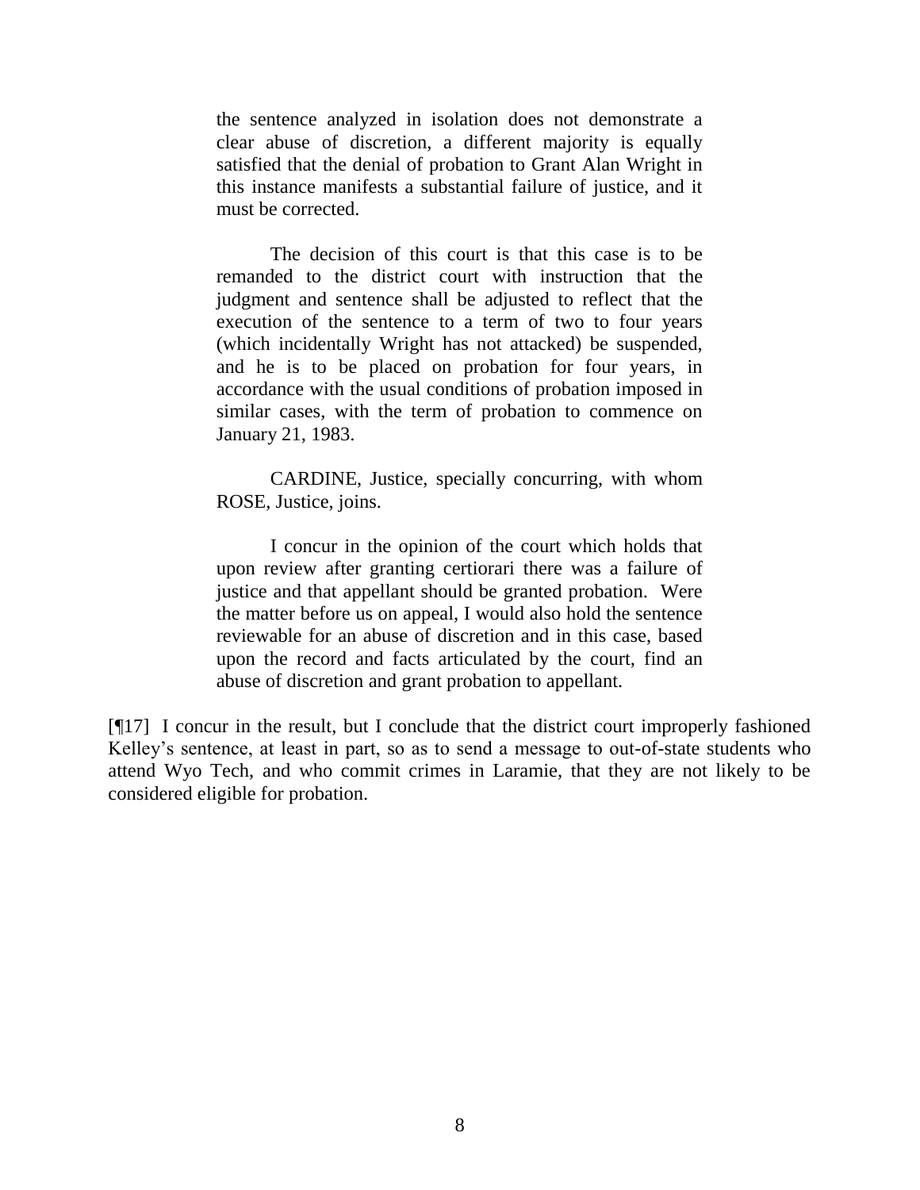> the sentence analyzed in isolation does not demonstrate a clear abuse of discretion, a different majority is equally satisfied that the denial of probation to Grant Alan Wright in this instance manifests a substantial failure of justice, and it must be corrected.
>
> The decision of this court is that this case is to be remanded to the district court with instruction that the judgment and sentence shall be adjusted to reflect that the execution of the sentence to a term of two to four years (which incidentally Wright has not attacked) be suspended, and he is to be placed on probation for four years, in accordance with the usual conditions of probation imposed in similar cases, with the term of probation to commence on January 21, 1983.
>
> CARDINE, Justice, specially concurring, with whom ROSE, Justice, joins.
>
> I concur in the opinion of the court which holds that upon review after granting certiorari there was a failure of justice and that appellant should be granted probation. Were the matter before us on appeal, I would also hold the sentence reviewable for an abuse of discretion and in this case, based upon the record and facts articulated by the court, find an abuse of discretion and grant probation to appellant.

[¶17] I concur in the result, but I conclude that the district court improperly fashioned Kelley's sentence, at least in part, so as to send a message to out-of-state students who attend Wyo Tech, and who commit crimes in Laramie, that they are not likely to be considered eligible for probation.